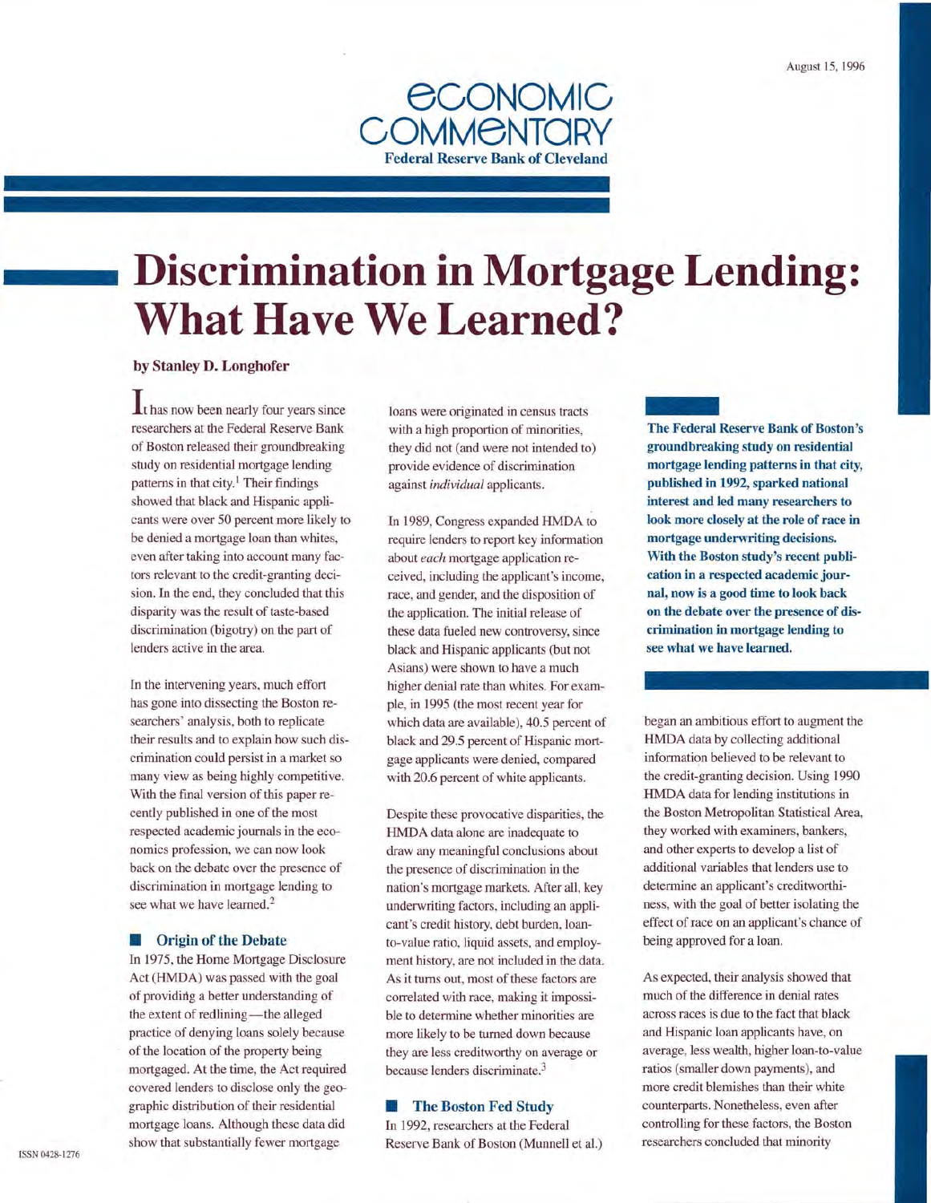August 15, 1996

# ECONOMIC COMMENTARY

**Federal Reserve Bank of Cleveland**

# Discrimination in Mortgage Lending: What Have We Learned?

**by Stanley D. Longhofer**

**The Federal Reserve Bank of Boston's groundbreaking study on residential mortgage lending patterns in that city, published in 1992, sparked national interest and led many researchers to look more closely at the role of race in mortgage underwriting decisions. With the Boston study's recent publication in a respected academic journal, now is a good time to look back on the debate over the presence of discrimination in mortgage lending to see what we have learned.**

It has now been nearly four years since researchers at the Federal Reserve Bank of Boston released their groundbreaking study on residential mortgage lending patterns in that city.[1] Their findings showed that black and Hispanic applicants were over 50 percent more likely to be denied a mortgage loan than whites, even after taking into account many factors relevant to the credit-granting decision. In the end, they concluded that this disparity was the result of taste-based discrimination (bigotry) on the part of lenders active in the area.

In the intervening years, much effort has gone into dissecting the Boston researchers' analysis, both to replicate their results and to explain how such discrimination could persist in a market so many view as being highly competitive. With the final version of this paper recently published in one of the most respected academic journals in the economics profession, we can now look back on the debate over the presence of discrimination in mortgage lending to see what we have learned.[2]

## Origin of the Debate

In 1975, the Home Mortgage Disclosure Act (HMDA) was passed with the goal of providing a better understanding of the extent of redlining—the alleged practice of denying loans solely because of the location of the property being mortgaged. At the time, the Act required covered lenders to disclose only the geographic distribution of their residential mortgage loans. Although these data did show that substantially fewer mortgage loans were originated in census tracts with a high proportion of minorities, they did not (and were not intended to) provide evidence of discrimination against *individual* applicants.

In 1989, Congress expanded HMDA to require lenders to report key information about *each* mortgage application received, including the applicant's income, race, and gender, and the disposition of the application. The initial release of these data fueled new controversy, since black and Hispanic applicants (but not Asians) were shown to have a much higher denial rate than whites. For example, in 1995 (the most recent year for which data are available), 40.5 percent of black and 29.5 percent of Hispanic mortgage applicants were denied, compared with 20.6 percent of white applicants.

Despite these provocative disparities, the HMDA data alone are inadequate to draw any meaningful conclusions about the presence of discrimination in the nation's mortgage markets. After all, key underwriting factors, including an applicant's credit history, debt burden, loan-to-value ratio, liquid assets, and employment history, are not included in the data. As it turns out, most of these factors are correlated with race, making it impossible to determine whether minorities are more likely to be turned down because they are less creditworthy on average or because lenders discriminate.[3]

## The Boston Fed Study

In 1992, researchers at the Federal Reserve Bank of Boston (Munnell et al.) began an ambitious effort to augment the HMDA data by collecting additional information believed to be relevant to the credit-granting decision. Using 1990 HMDA data for lending institutions in the Boston Metropolitan Statistical Area, they worked with examiners, bankers, and other experts to develop a list of additional variables that lenders use to determine an applicant's creditworthiness, with the goal of better isolating the effect of race on an applicant's chance of being approved for a loan.

As expected, their analysis showed that much of the difference in denial rates across races is due to the fact that black and Hispanic loan applicants have, on average, less wealth, higher loan-to-value ratios (smaller down payments), and more credit blemishes than their white counterparts. Nonetheless, even after controlling for these factors, the Boston researchers concluded that minority

ISSN 0428-1276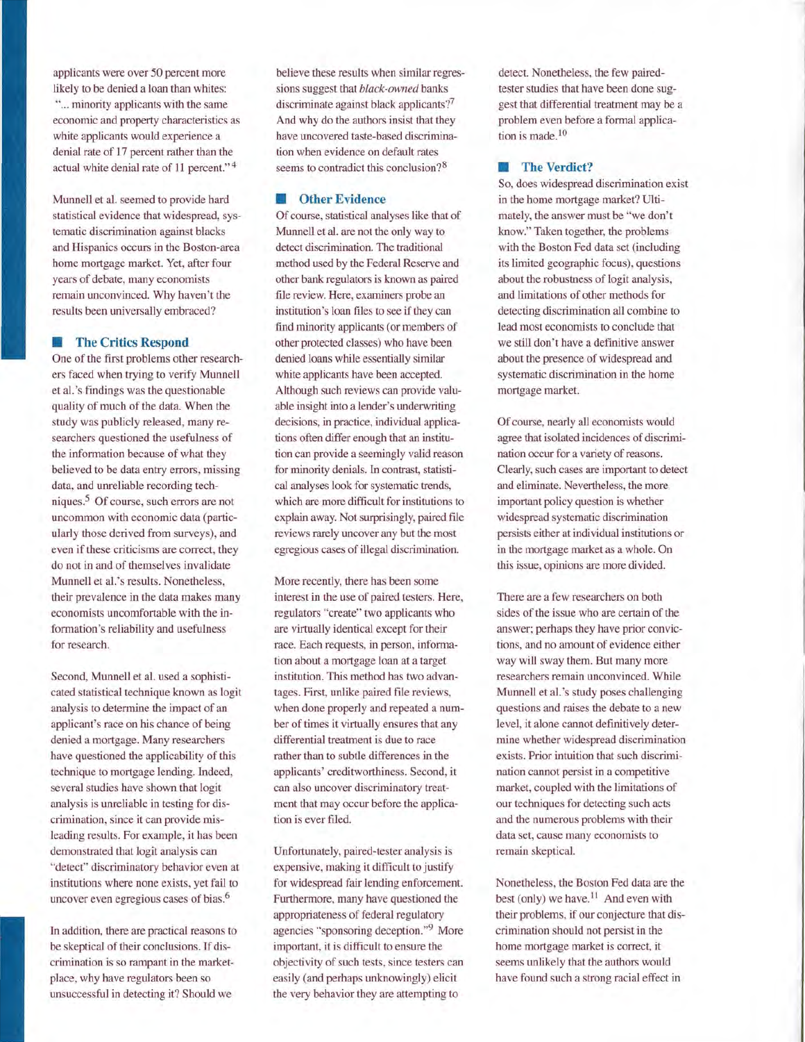applicants were over 50 percent more likely to be denied a loan than whites: "... minority applicants with the same economic and property characteristics as white applicants would experience a denial rate of 17 percent rather than the actual white denial rate of 11 percent."[4]

Munnell et al. seemed to provide hard statistical evidence that widespread, systematic discrimination against blacks and Hispanics occurs in the Boston-area home mortgage market. Yet, after four years of debate, many economists remain unconvinced. Why haven't the results been universally embraced?

## The Critics Respond

One of the first problems other researchers faced when trying to verify Munnell et al.'s findings was the questionable quality of much of the data. When the study was publicly released, many researchers questioned the usefulness of the information because of what they believed to be data entry errors, missing data, and unreliable recording techniques.[5] Of course, such errors are not uncommon with economic data (particularly those derived from surveys), and even if these criticisms are correct, they do not in and of themselves invalidate Munnell et al.'s results. Nonetheless, their prevalence in the data makes many economists uncomfortable with the information's reliability and usefulness for research.

Second, Munnell et al. used a sophisticated statistical technique known as logit analysis to determine the impact of an applicant's race on his chance of being denied a mortgage. Many researchers have questioned the applicability of this technique to mortgage lending. Indeed, several studies have shown that logit analysis is unreliable in testing for discrimination, since it can provide misleading results. For example, it has been demonstrated that logit analysis can "detect" discriminatory behavior even at institutions where none exists, yet fail to uncover even egregious cases of bias.[6]

In addition, there are practical reasons to be skeptical of their conclusions. If discrimination is so rampant in the marketplace, why have regulators been so unsuccessful in detecting it? Should we believe these results when similar regressions suggest that *black-owned* banks discriminate against black applicants?[7] And why do the authors insist that they have uncovered taste-based discrimination when evidence on default rates seems to contradict this conclusion?[8]

## Other Evidence

Of course, statistical analyses like that of Munnell et al. are not the only way to detect discrimination. The traditional method used by the Federal Reserve and other bank regulators is known as paired file review. Here, examiners probe an institution's loan files to see if they can find minority applicants (or members of other protected classes) who have been denied loans while essentially similar white applicants have been accepted. Although such reviews can provide valuable insight into a lender's underwriting decisions, in practice, individual applications often differ enough that an institution can provide a seemingly valid reason for minority denials. In contrast, statistical analyses look for systematic trends, which are more difficult for institutions to explain away. Not surprisingly, paired file reviews rarely uncover any but the most egregious cases of illegal discrimination.

More recently, there has been some interest in the use of paired testers. Here, regulators "create" two applicants who are virtually identical except for their race. Each requests, in person, information about a mortgage loan at a target institution. This method has two advantages. First, unlike paired file reviews, when done properly and repeated a number of times it virtually ensures that any differential treatment is due to race rather than to subtle differences in the applicants' creditworthiness. Second, it can also uncover discriminatory treatment that may occur before the application is ever filed.

Unfortunately, paired-tester analysis is expensive, making it difficult to justify for widespread fair lending enforcement. Furthermore, many have questioned the appropriateness of federal regulatory agencies "sponsoring deception."[9] More important, it is difficult to ensure the objectivity of such tests, since testers can easily (and perhaps unknowingly) elicit the very behavior they are attempting to detect. Nonetheless, the few paired-tester studies that have been done suggest that differential treatment may be a problem even before a formal application is made.[10]

## The Verdict?

So, does widespread discrimination exist in the home mortgage market? Ultimately, the answer must be "we don't know." Taken together, the problems with the Boston Fed data set (including its limited geographic focus), questions about the robustness of logit analysis, and limitations of other methods for detecting discrimination all combine to lead most economists to conclude that we still don't have a definitive answer about the presence of widespread and systematic discrimination in the home mortgage market.

Of course, nearly all economists would agree that isolated incidences of discrimination occur for a variety of reasons. Clearly, such cases are important to detect and eliminate. Nevertheless, the more important policy question is whether widespread systematic discrimination persists either at individual institutions or in the mortgage market as a whole. On this issue, opinions are more divided.

There are a few researchers on both sides of the issue who are certain of the answer; perhaps they have prior convictions, and no amount of evidence either way will sway them. But many more researchers remain unconvinced. While Munnell et al.'s study poses challenging questions and raises the debate to a new level, it alone cannot definitively determine whether widespread discrimination exists. Prior intuition that such discrimination cannot persist in a competitive market, coupled with the limitations of our techniques for detecting such acts and the numerous problems with their data set, cause many economists to remain skeptical.

Nonetheless, the Boston Fed data are the best (only) we have.[11] And even with their problems, if our conjecture that discrimination should not persist in the home mortgage market is correct, it seems unlikely that the authors would have found such a strong racial effect in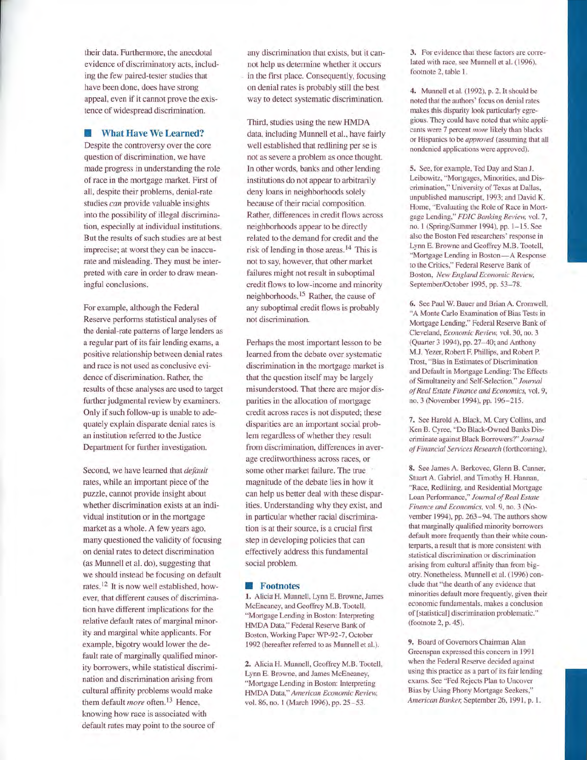their data. Furthermore, the anecdotal evidence of discriminatory acts, including the few paired-tester studies that have been done, does have strong appeal, even if it cannot prove the existence of widespread discrimination.

## What Have We Learned?

Despite the controversy over the core question of discrimination, we have made progress in understanding the role of race in the mortgage market. First of all, despite their problems, denial-rate studies *can* provide valuable insights into the possibility of illegal discrimination, especially at individual institutions. But the results of such studies are at best imprecise; at worst they can be inaccurate and misleading. They must be interpreted with care in order to draw meaningful conclusions.

For example, although the Federal Reserve performs statistical analyses of the denial-rate patterns of large lenders as a regular part of its fair lending exams, a positive relationship between denial rates and race is not used as conclusive evidence of discrimination. Rather, the results of these analyses are used to target further judgmental review by examiners. Only if such follow-up is unable to adequately explain disparate denial rates is an institution referred to the Justice Department for further investigation.

Second, we have learned that *default* rates, while an important piece of the puzzle, cannot provide insight about whether discrimination exists at an individual institution or in the mortgage market as a whole. A few years ago, many questioned the validity of focusing on denial rates to detect discrimination (as Munnell et al. do), suggesting that we should instead be focusing on default rates.[12] It is now well established, however, that different causes of discrimination have different implications for the relative default rates of marginal minority and marginal white applicants. For example, bigotry would lower the default rate of marginally qualified minority borrowers, while statistical discrimination and discrimination arising from cultural affinity problems would make them default *more* often.[13] Hence, knowing how race is associated with default rates may point to the source of any discrimination that exists, but it cannot help us determine whether it occurs in the first place. Consequently, focusing on denial rates is probably still the best way to detect systematic discrimination.

Third, studies using the new HMDA data, including Munnell et al., have fairly well established that redlining per se is not as severe a problem as once thought. In other words, banks and other lending institutions do not appear to arbitrarily deny loans in neighborhoods solely because of their racial composition. Rather, differences in credit flows across neighborhoods appear to be directly related to the demand for credit and the risk of lending in those areas.[14] This is not to say, however, that other market failures might not result in suboptimal credit flows to low-income and minority neighborhoods.[15] Rather, the cause of any suboptimal credit flows is probably not discrimination.

Perhaps the most important lesson to be learned from the debate over systematic discrimination in the mortgage market is that the question itself may be largely misunderstood. That there are major disparities in the allocation of mortgage credit across races is not disputed; these disparities are an important social problem regardless of whether they result from discrimination, differences in average creditworthiness across races, or some other market failure. The true magnitude of the debate lies in how it can help us better deal with these disparities. Understanding why they exist, and in particular whether racial discrimination is at their source, is a crucial first step in developing policies that can effectively address this fundamental social problem.

## Footnotes

**1.** Alicia H. Munnell, Lynn E. Browne, James McEneaney, and Geoffrey M.B. Tootell, "Mortgage Lending in Boston: Interpreting HMDA Data," Federal Reserve Bank of Boston, Working Paper WP-92-7, October 1992 (hereafter referred to as Munnell et al.).

**2.** Alicia H. Munnell, Geoffrey M.B. Tootell, Lynn E. Browne, and James McEneaney, "Mortgage Lending in Boston: Interpreting HMDA Data," *American Economic Review*, vol. 86, no. 1 (March 1996), pp. 25–53.

**3.** For evidence that these factors are correlated with race, see Munnell et al. (1996), footnote 2, table 1.

**4.** Munnell et al. (1992), p. 2. It should be noted that the authors' focus on denial rates makes this disparity look particularly egregious. They could have noted that white applicants were 7 percent *more* likely than blacks or Hispanics to be *approved* (assuming that all nondenied applications were approved).

**5.** See, for example, Ted Day and Stan J. Leibowitz, "Mortgages, Minorities, and Discrimination," University of Texas at Dallas, unpublished manuscript, 1993; and David K. Horne, "Evaluating the Role of Race in Mortgage Lending," *FDIC Banking Review*, vol. 7, no. 1 (Spring/Summer 1994), pp. 1–15. See also the Boston Fed researchers' response in Lynn E. Browne and Geoffrey M.B. Tootell, "Mortgage Lending in Boston—A Response to the Critics," Federal Reserve Bank of Boston, *New England Economic Review*, September/October 1995, pp. 53–78.

**6.** See Paul W. Bauer and Brian A. Cromwell, "A Monte Carlo Examination of Bias Tests in Mortgage Lending," Federal Reserve Bank of Cleveland, *Economic Review*, vol. 30, no. 3 (Quarter 3 1994), pp. 27–40; and Anthony M.J. Yezer, Robert F. Phillips, and Robert P. Trost, "Bias in Estimates of Discrimination and Default in Mortgage Lending: The Effects of Simultaneity and Self-Selection," *Journal of Real Estate Finance and Economics*, vol. 9, no. 3 (November 1994), pp. 196–215.

**7.** See Harold A. Black, M. Cary Collins, and Ken B. Cyree, "Do Black-Owned Banks Discriminate against Black Borrowers?" *Journal of Financial Services Research* (forthcoming).

**8.** See James A. Berkovec, Glenn B. Canner, Stuart A. Gabriel, and Timothy H. Hannan, "Race, Redlining, and Residential Mortgage Loan Performance," *Journal of Real Estate Finance and Economics*, vol. 9, no. 3 (November 1994), pp. 263–94. The authors show that marginally qualified minority borrowers default more frequently than their white counterparts, a result that is more consistent with statistical discrimination or discrimination arising from cultural affinity than from bigotry. Nonetheless, Munnell et al. (1996) conclude that "the dearth of any evidence that minorities default more frequently, given their economic fundamentals, makes a conclusion of [statistical] discrimination problematic." (footnote 2, p. 45).

**9.** Board of Governors Chairman Alan Greenspan expressed this concern in 1991 when the Federal Reserve decided against using this practice as a part of its fair lending exams. See "Fed Rejects Plan to Uncover Bias by Using Phony Mortgage Seekers," *American Banker*, September 26, 1991, p. 1.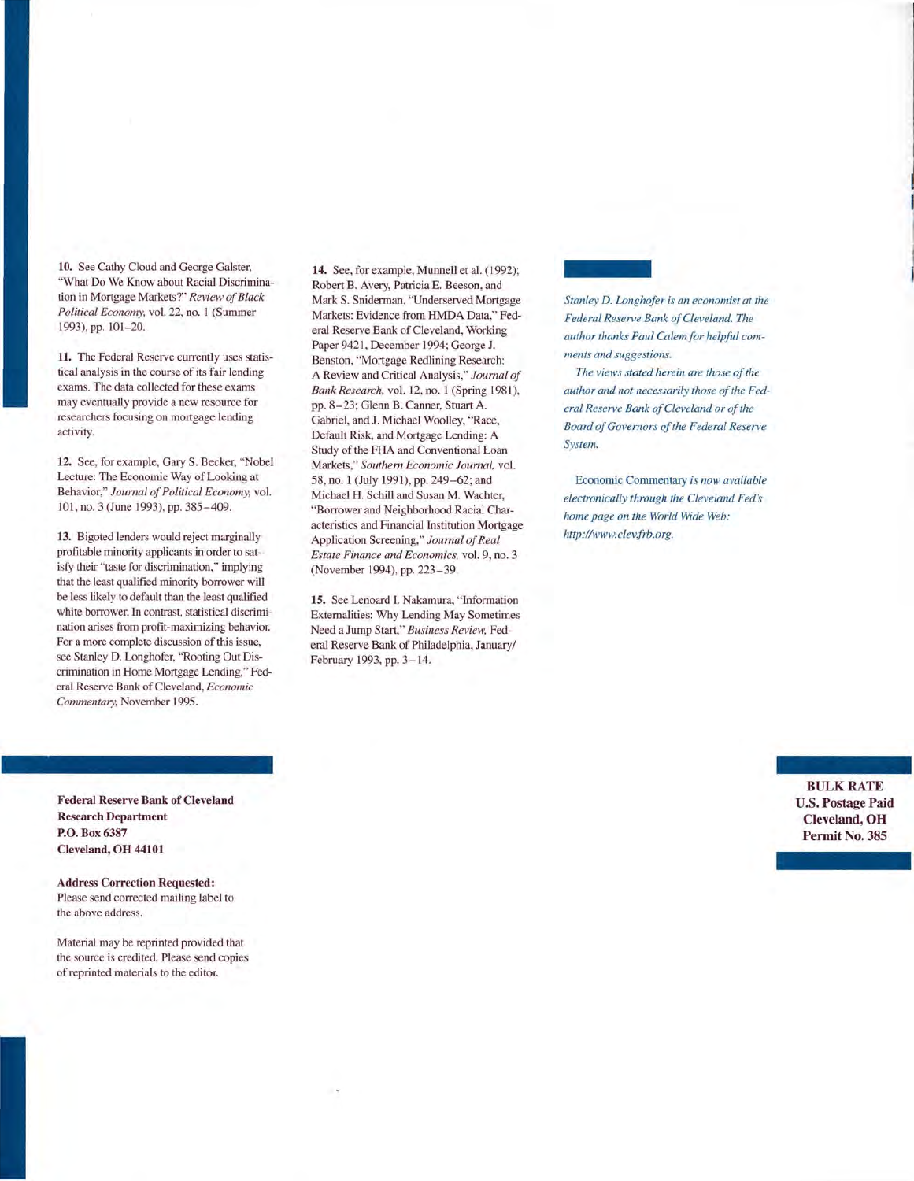10. See Cathy Cloud and George Galster, "What Do We Know about Racial Discrimination in Mortgage Markets?" *Review of Black Political Economy,* vol. 22, no. 1 (Summer 1993), pp. 101–20.

11. The Federal Reserve currently uses statistical analysis in the course of its fair lending exams. The data collected for these exams may eventually provide a new resource for researchers focusing on mortgage lending activity.

12. See, for example, Gary S. Becker, "Nobel Lecture: The Economic Way of Looking at Behavior," *Journal of Political Economy,* vol. 101, no. 3 (June 1993), pp. 385–409.

13. Bigoted lenders would reject marginally profitable minority applicants in order to satisfy their "taste for discrimination," implying that the least qualified minority borrower will be less likely to default than the least qualified white borrower. In contrast, statistical discrimination arises from profit-maximizing behavior. For a more complete discussion of this issue, see Stanley D. Longhofer, "Rooting Out Discrimination in Home Mortgage Lending," Federal Reserve Bank of Cleveland, *Economic Commentary,* November 1995.

14. See, for example, Munnell et al. (1992); Robert B. Avery, Patricia E. Beeson, and Mark S. Sniderman, "Underserved Mortgage Markets: Evidence from HMDA Data," Federal Reserve Bank of Cleveland, Working Paper 9421, December 1994; George J. Benston, "Mortgage Redlining Research: A Review and Critical Analysis," *Journal of Bank Research,* vol. 12, no. 1 (Spring 1981), pp. 8–23; Glenn B. Canner, Stuart A. Gabriel, and J. Michael Woolley, "Race, Default Risk, and Mortgage Lending: A Study of the FHA and Conventional Loan Markets," *Southern Economic Journal,* vol. 58, no. 1 (July 1991), pp. 249–62; and Michael H. Schill and Susan M. Wachter, "Borrower and Neighborhood Racial Characteristics and Financial Institution Mortgage Application Screening," *Journal of Real Estate Finance and Economics,* vol. 9, no. 3 (November 1994), pp. 223–39.

15. See Lenoard I. Nakamura, "Information Externalities: Why Lending May Sometimes Need a Jump Start," *Business Review,* Federal Reserve Bank of Philadelphia, January/February 1993, pp. 3–14.

*Stanley D. Longhofer is an economist at the Federal Reserve Bank of Cleveland. The author thanks Paul Calem for helpful comments and suggestions.*

*The views stated herein are those of the author and not necessarily those of the Federal Reserve Bank of Cleveland or of the Board of Governors of the Federal Reserve System.*

Economic Commentary *is now available electronically through the Cleveland Fed's home page on the World Wide Web: http://www.clev.frb.org.*

**Federal Reserve Bank of Cleveland**
**Research Department**
**P.O. Box 6387**
**Cleveland, OH 44101**

**Address Correction Requested:**
Please send corrected mailing label to the above address.

Material may be reprinted provided that the source is credited. Please send copies of reprinted materials to the editor.

**BULK RATE**
**U.S. Postage Paid**
**Cleveland, OH**
**Permit No. 385**